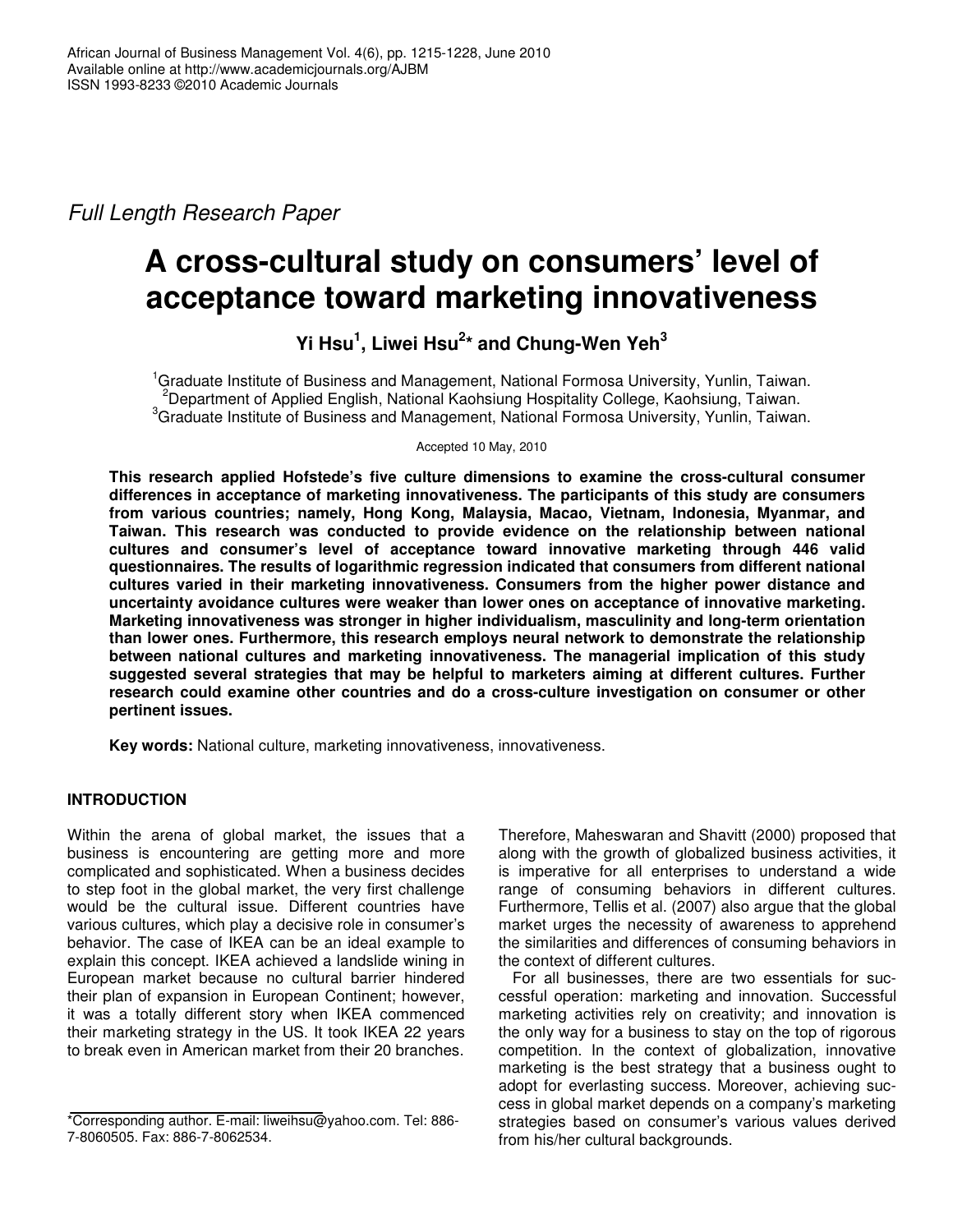*Full Length Research Paper*

# A cross-cultural study on consumers' level of acceptance toward marketing innovativeness

**Yi Hsu[1], Liwei Hsu[2]* and Chung-Wen Yeh[3]**

[1]Graduate Institute of Business and Management, National Formosa University, Yunlin, Taiwan.
[2]Department of Applied English, National Kaohsiung Hospitality College, Kaohsiung, Taiwan.
[3]Graduate Institute of Business and Management, National Formosa University, Yunlin, Taiwan.

Accepted 10 May, 2010

**This research applied Hofstede's five culture dimensions to examine the cross-cultural consumer differences in acceptance of marketing innovativeness. The participants of this study are consumers from various countries; namely, Hong Kong, Malaysia, Macao, Vietnam, Indonesia, Myanmar, and Taiwan. This research was conducted to provide evidence on the relationship between national cultures and consumer's level of acceptance toward innovative marketing through 446 valid questionnaires. The results of logarithmic regression indicated that consumers from different national cultures varied in their marketing innovativeness. Consumers from the higher power distance and uncertainty avoidance cultures were weaker than lower ones on acceptance of innovative marketing. Marketing innovativeness was stronger in higher individualism, masculinity and long-term orientation than lower ones. Furthermore, this research employs neural network to demonstrate the relationship between national cultures and marketing innovativeness. The managerial implication of this study suggested several strategies that may be helpful to marketers aiming at different cultures. Further research could examine other countries and do a cross-culture investigation on consumer or other pertinent issues.**

**Key words:** National culture, marketing innovativeness, innovativeness.

## INTRODUCTION

Within the arena of global market, the issues that a business is encountering are getting more and more complicated and sophisticated. When a business decides to step foot in the global market, the very first challenge would be the cultural issue. Different countries have various cultures, which play a decisive role in consumer's behavior. The case of IKEA can be an ideal example to explain this concept. IKEA achieved a landslide wining in European market because no cultural barrier hindered their plan of expansion in European Continent; however, it was a totally different story when IKEA commenced their marketing strategy in the US. It took IKEA 22 years to break even in American market from their 20 branches.

Therefore, Maheswaran and Shavitt (2000) proposed that along with the growth of globalized business activities, it is imperative for all enterprises to understand a wide range of consuming behaviors in different cultures. Furthermore, Tellis et al. (2007) also argue that the global market urges the necessity of awareness to apprehend the similarities and differences of consuming behaviors in the context of different cultures.

For all businesses, there are two essentials for successful operation: marketing and innovation. Successful marketing activities rely on creativity; and innovation is the only way for a business to stay on the top of rigorous competition. In the context of globalization, innovative marketing is the best strategy that a business ought to adopt for everlasting success. Moreover, achieving success in global market depends on a company's marketing strategies based on consumer's various values derived from his/her cultural backgrounds.

*Corresponding author. E-mail: liweihsu@yahoo.com. Tel: 886-7-8060505. Fax: 886-7-8062534.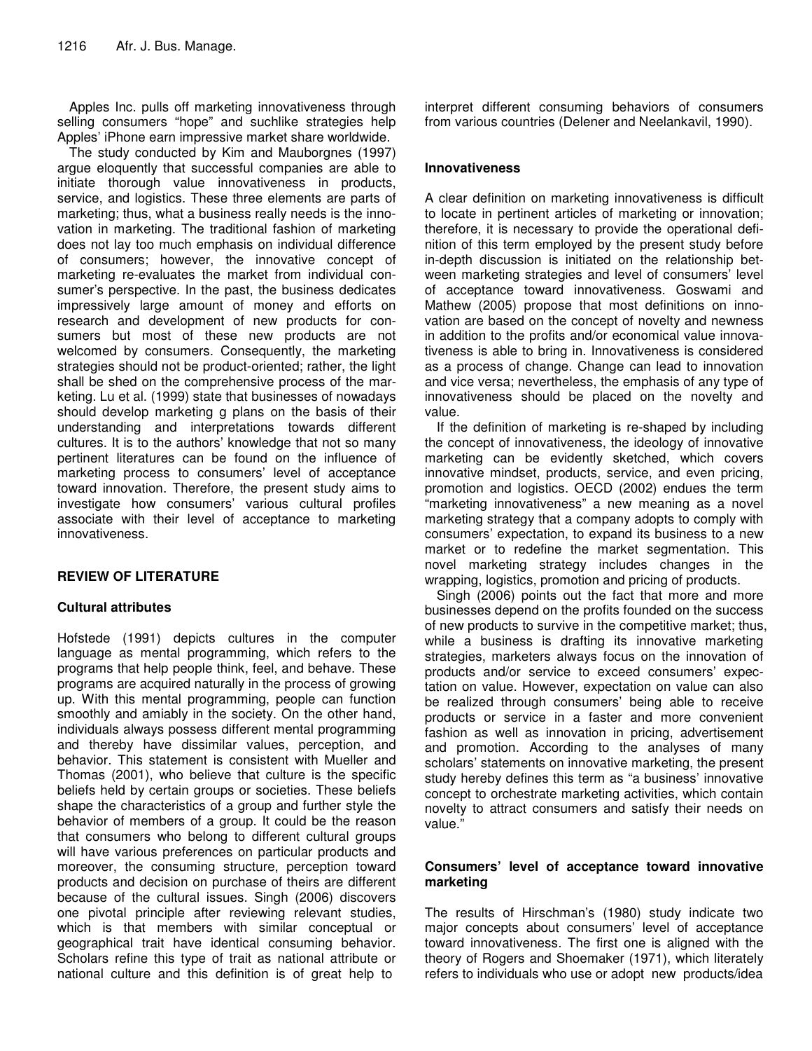Apples Inc. pulls off marketing innovativeness through selling consumers "hope" and suchlike strategies help Apples' iPhone earn impressive market share worldwide.

The study conducted by Kim and Mauborgnes (1997) argue eloquently that successful companies are able to initiate thorough value innovativeness in products, service, and logistics. These three elements are parts of marketing; thus, what a business really needs is the innovation in marketing. The traditional fashion of marketing does not lay too much emphasis on individual difference of consumers; however, the innovative concept of marketing re-evaluates the market from individual consumer's perspective. In the past, the business dedicates impressively large amount of money and efforts on research and development of new products for consumers but most of these new products are not welcomed by consumers. Consequently, the marketing strategies should not be product-oriented; rather, the light shall be shed on the comprehensive process of the marketing. Lu et al. (1999) state that businesses of nowadays should develop marketing g plans on the basis of their understanding and interpretations towards different cultures. It is to the authors' knowledge that not so many pertinent literatures can be found on the influence of marketing process to consumers' level of acceptance toward innovation. Therefore, the present study aims to investigate how consumers' various cultural profiles associate with their level of acceptance to marketing innovativeness.

## REVIEW OF LITERATURE

### Cultural attributes

Hofstede (1991) depicts cultures in the computer language as mental programming, which refers to the programs that help people think, feel, and behave. These programs are acquired naturally in the process of growing up. With this mental programming, people can function smoothly and amiably in the society. On the other hand, individuals always possess different mental programming and thereby have dissimilar values, perception, and behavior. This statement is consistent with Mueller and Thomas (2001), who believe that culture is the specific beliefs held by certain groups or societies. These beliefs shape the characteristics of a group and further style the behavior of members of a group. It could be the reason that consumers who belong to different cultural groups will have various preferences on particular products and moreover, the consuming structure, perception toward products and decision on purchase of theirs are different because of the cultural issues. Singh (2006) discovers one pivotal principle after reviewing relevant studies, which is that members with similar conceptual or geographical trait have identical consuming behavior. Scholars refine this type of trait as national attribute or national culture and this definition is of great help to interpret different consuming behaviors of consumers from various countries (Delener and Neelankavil, 1990).

### Innovativeness

A clear definition on marketing innovativeness is difficult to locate in pertinent articles of marketing or innovation; therefore, it is necessary to provide the operational definition of this term employed by the present study before in-depth discussion is initiated on the relationship between marketing strategies and level of consumers' level of acceptance toward innovativeness. Goswami and Mathew (2005) propose that most definitions on innovation are based on the concept of novelty and newness in addition to the profits and/or economical value innovativeness is able to bring in. Innovativeness is considered as a process of change. Change can lead to innovation and vice versa; nevertheless, the emphasis of any type of innovativeness should be placed on the novelty and value.

If the definition of marketing is re-shaped by including the concept of innovativeness, the ideology of innovative marketing can be evidently sketched, which covers innovative mindset, products, service, and even pricing, promotion and logistics. OECD (2002) endues the term "marketing innovativeness" a new meaning as a novel marketing strategy that a company adopts to comply with consumers' expectation, to expand its business to a new market or to redefine the market segmentation. This novel marketing strategy includes changes in the wrapping, logistics, promotion and pricing of products.

Singh (2006) points out the fact that more and more businesses depend on the profits founded on the success of new products to survive in the competitive market; thus, while a business is drafting its innovative marketing strategies, marketers always focus on the innovation of products and/or service to exceed consumers' expectation on value. However, expectation on value can also be realized through consumers' being able to receive products or service in a faster and more convenient fashion as well as innovation in pricing, advertisement and promotion. According to the analyses of many scholars' statements on innovative marketing, the present study hereby defines this term as "a business' innovative concept to orchestrate marketing activities, which contain novelty to attract consumers and satisfy their needs on value."

### Consumers' level of acceptance toward innovative marketing

The results of Hirschman's (1980) study indicate two major concepts about consumers' level of acceptance toward innovativeness. The first one is aligned with the theory of Rogers and Shoemaker (1971), which literately refers to individuals who use or adopt new products/idea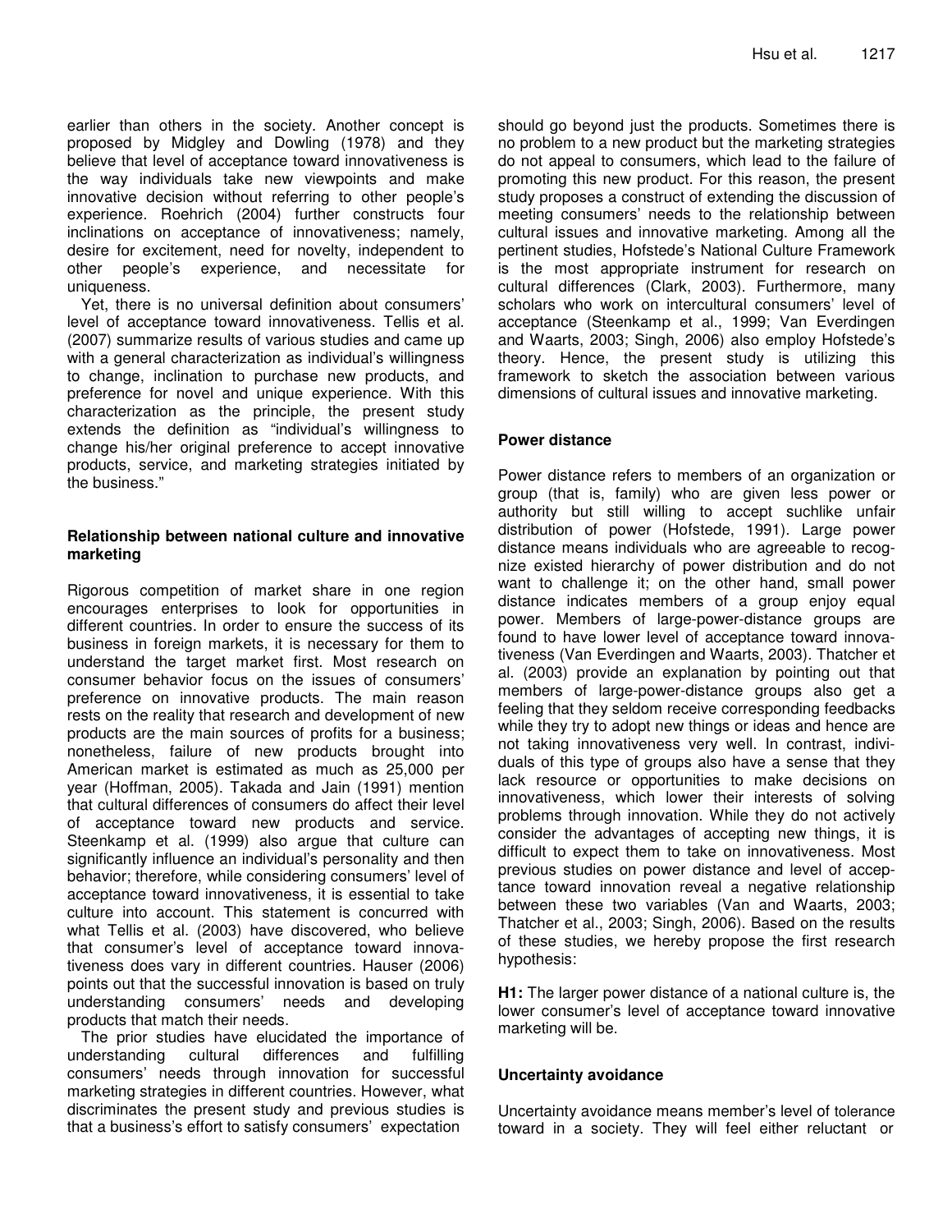earlier than others in the society. Another concept is proposed by Midgley and Dowling (1978) and they believe that level of acceptance toward innovativeness is the way individuals take new viewpoints and make innovative decision without referring to other people's experience. Roehrich (2004) further constructs four inclinations on acceptance of innovativeness; namely, desire for excitement, need for novelty, independent to other people's experience, and necessitate for uniqueness.

Yet, there is no universal definition about consumers' level of acceptance toward innovativeness. Tellis et al. (2007) summarize results of various studies and came up with a general characterization as individual's willingness to change, inclination to purchase new products, and preference for novel and unique experience. With this characterization as the principle, the present study extends the definition as "individual's willingness to change his/her original preference to accept innovative products, service, and marketing strategies initiated by the business."

### Relationship between national culture and innovative marketing

Rigorous competition of market share in one region encourages enterprises to look for opportunities in different countries. In order to ensure the success of its business in foreign markets, it is necessary for them to understand the target market first. Most research on consumer behavior focus on the issues of consumers' preference on innovative products. The main reason rests on the reality that research and development of new products are the main sources of profits for a business; nonetheless, failure of new products brought into American market is estimated as much as 25,000 per year (Hoffman, 2005). Takada and Jain (1991) mention that cultural differences of consumers do affect their level of acceptance toward new products and service. Steenkamp et al. (1999) also argue that culture can significantly influence an individual's personality and then behavior; therefore, while considering consumers' level of acceptance toward innovativeness, it is essential to take culture into account. This statement is concurred with what Tellis et al. (2003) have discovered, who believe that consumer's level of acceptance toward innovativeness does vary in different countries. Hauser (2006) points out that the successful innovation is based on truly understanding consumers' needs and developing products that match their needs.

The prior studies have elucidated the importance of understanding cultural differences and fulfilling consumers' needs through innovation for successful marketing strategies in different countries. However, what discriminates the present study and previous studies is that a business's effort to satisfy consumers' expectation should go beyond just the products. Sometimes there is no problem to a new product but the marketing strategies do not appeal to consumers, which lead to the failure of promoting this new product. For this reason, the present study proposes a construct of extending the discussion of meeting consumers' needs to the relationship between cultural issues and innovative marketing. Among all the pertinent studies, Hofstede's National Culture Framework is the most appropriate instrument for research on cultural differences (Clark, 2003). Furthermore, many scholars who work on intercultural consumers' level of acceptance (Steenkamp et al., 1999; Van Everdingen and Waarts, 2003; Singh, 2006) also employ Hofstede's theory. Hence, the present study is utilizing this framework to sketch the association between various dimensions of cultural issues and innovative marketing.

### Power distance

Power distance refers to members of an organization or group (that is, family) who are given less power or authority but still willing to accept suchlike unfair distribution of power (Hofstede, 1991). Large power distance means individuals who are agreeable to recognize existed hierarchy of power distribution and do not want to challenge it; on the other hand, small power distance indicates members of a group enjoy equal power. Members of large-power-distance groups are found to have lower level of acceptance toward innovativeness (Van Everdingen and Waarts, 2003). Thatcher et al. (2003) provide an explanation by pointing out that members of large-power-distance groups also get a feeling that they seldom receive corresponding feedbacks while they try to adopt new things or ideas and hence are not taking innovativeness very well. In contrast, individuals of this type of groups also have a sense that they lack resource or opportunities to make decisions on innovativeness, which lower their interests of solving problems through innovation. While they do not actively consider the advantages of accepting new things, it is difficult to expect them to take on innovativeness. Most previous studies on power distance and level of acceptance toward innovation reveal a negative relationship between these two variables (Van and Waarts, 2003; Thatcher et al., 2003; Singh, 2006). Based on the results of these studies, we hereby propose the first research hypothesis:

**H1:** The larger power distance of a national culture is, the lower consumer's level of acceptance toward innovative marketing will be.

### Uncertainty avoidance

Uncertainty avoidance means member's level of tolerance toward in a society. They will feel either reluctant or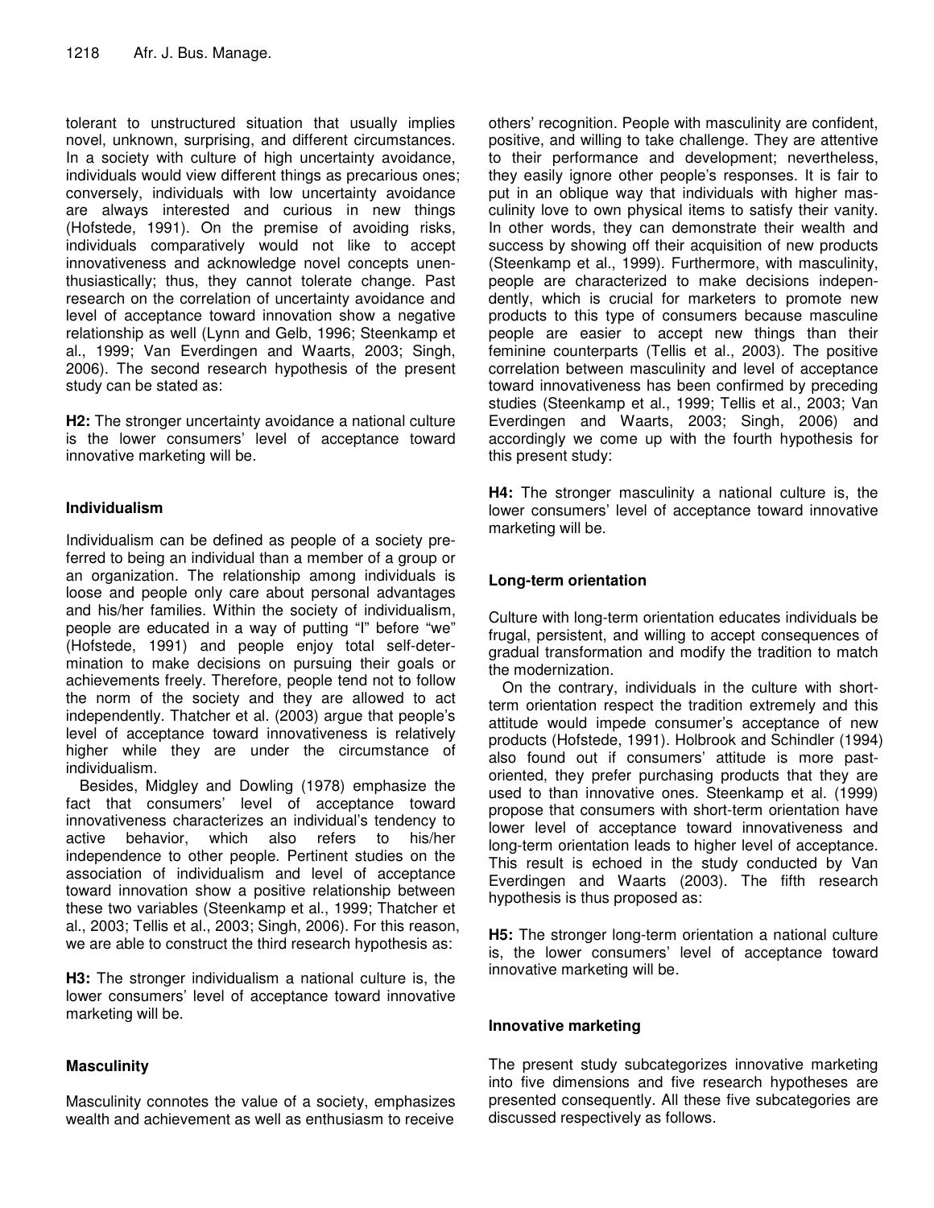tolerant to unstructured situation that usually implies novel, unknown, surprising, and different circumstances. In a society with culture of high uncertainty avoidance, individuals would view different things as precarious ones; conversely, individuals with low uncertainty avoidance are always interested and curious in new things (Hofstede, 1991). On the premise of avoiding risks, individuals comparatively would not like to accept innovativeness and acknowledge novel concepts unenthusiastically; thus, they cannot tolerate change. Past research on the correlation of uncertainty avoidance and level of acceptance toward innovation show a negative relationship as well (Lynn and Gelb, 1996; Steenkamp et al., 1999; Van Everdingen and Waarts, 2003; Singh, 2006). The second research hypothesis of the present study can be stated as:

**H2:** The stronger uncertainty avoidance a national culture is the lower consumers' level of acceptance toward innovative marketing will be.

### Individualism

Individualism can be defined as people of a society preferred to being an individual than a member of a group or an organization. The relationship among individuals is loose and people only care about personal advantages and his/her families. Within the society of individualism, people are educated in a way of putting "I" before "we" (Hofstede, 1991) and people enjoy total self-determination to make decisions on pursuing their goals or achievements freely. Therefore, people tend not to follow the norm of the society and they are allowed to act independently. Thatcher et al. (2003) argue that people's level of acceptance toward innovativeness is relatively higher while they are under the circumstance of individualism.

Besides, Midgley and Dowling (1978) emphasize the fact that consumers' level of acceptance toward innovativeness characterizes an individual's tendency to active behavior, which also refers to his/her independence to other people. Pertinent studies on the association of individualism and level of acceptance toward innovation show a positive relationship between these two variables (Steenkamp et al., 1999; Thatcher et al., 2003; Tellis et al., 2003; Singh, 2006). For this reason, we are able to construct the third research hypothesis as:

**H3:** The stronger individualism a national culture is, the lower consumers' level of acceptance toward innovative marketing will be.

### Masculinity

Masculinity connotes the value of a society, emphasizes wealth and achievement as well as enthusiasm to receive others' recognition. People with masculinity are confident, positive, and willing to take challenge. They are attentive to their performance and development; nevertheless, they easily ignore other people's responses. It is fair to put in an oblique way that individuals with higher masculinity love to own physical items to satisfy their vanity. In other words, they can demonstrate their wealth and success by showing off their acquisition of new products (Steenkamp et al., 1999). Furthermore, with masculinity, people are characterized to make decisions independently, which is crucial for marketers to promote new products to this type of consumers because masculine people are easier to accept new things than their feminine counterparts (Tellis et al., 2003). The positive correlation between masculinity and level of acceptance toward innovativeness has been confirmed by preceding studies (Steenkamp et al., 1999; Tellis et al., 2003; Van Everdingen and Waarts, 2003; Singh, 2006) and accordingly we come up with the fourth hypothesis for this present study:

**H4:** The stronger masculinity a national culture is, the lower consumers' level of acceptance toward innovative marketing will be.

### Long-term orientation

Culture with long-term orientation educates individuals be frugal, persistent, and willing to accept consequences of gradual transformation and modify the tradition to match the modernization.

On the contrary, individuals in the culture with short-term orientation respect the tradition extremely and this attitude would impede consumer's acceptance of new products (Hofstede, 1991). Holbrook and Schindler (1994) also found out if consumers' attitude is more past-oriented, they prefer purchasing products that they are used to than innovative ones. Steenkamp et al. (1999) propose that consumers with short-term orientation have lower level of acceptance toward innovativeness and long-term orientation leads to higher level of acceptance. This result is echoed in the study conducted by Van Everdingen and Waarts (2003). The fifth research hypothesis is thus proposed as:

**H5:** The stronger long-term orientation a national culture is, the lower consumers' level of acceptance toward innovative marketing will be.

### Innovative marketing

The present study subcategorizes innovative marketing into five dimensions and five research hypotheses are presented consequently. All these five subcategories are discussed respectively as follows.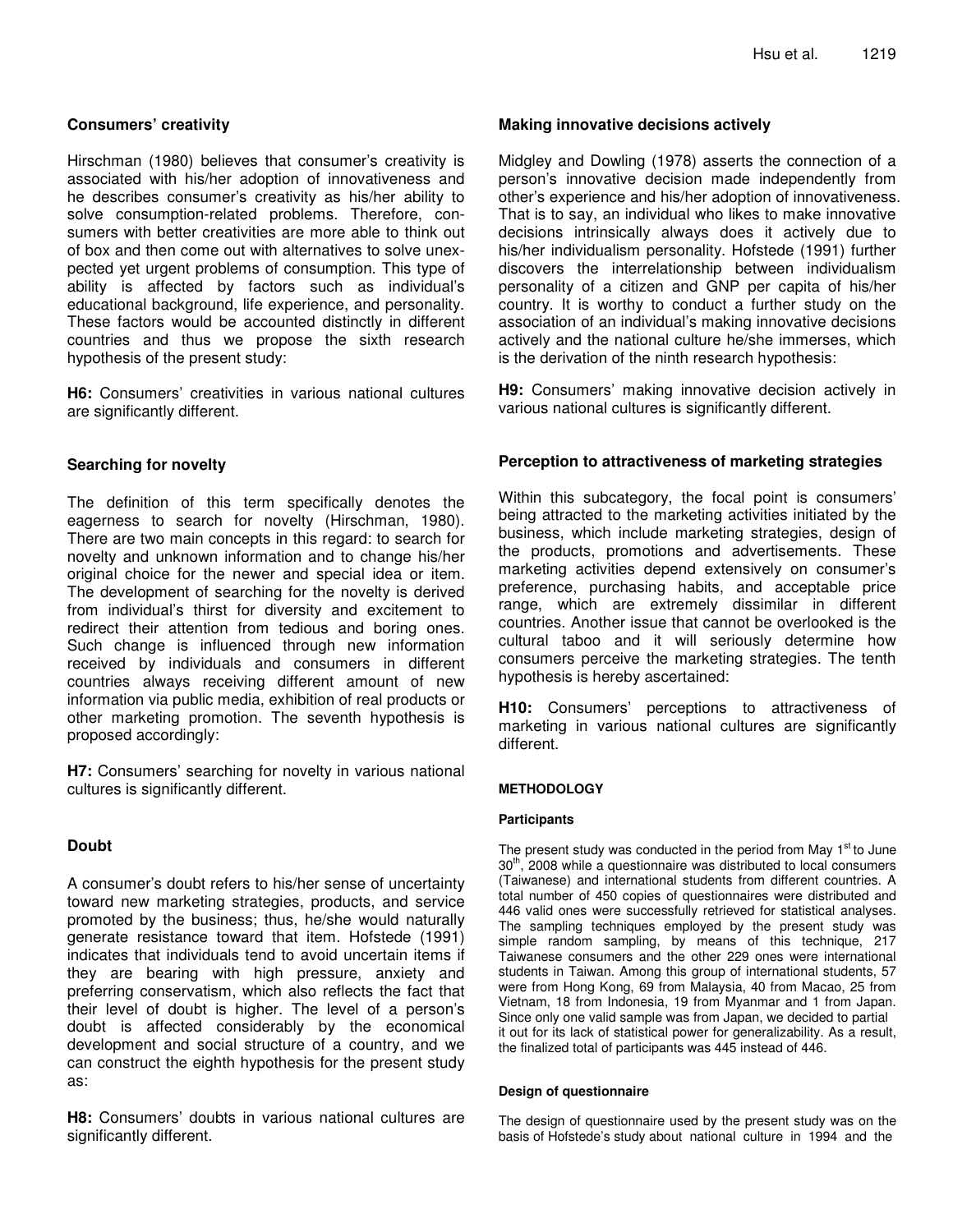## Consumers' creativity

Hirschman (1980) believes that consumer's creativity is associated with his/her adoption of innovativeness and he describes consumer's creativity as his/her ability to solve consumption-related problems. Therefore, consumers with better creativities are more able to think out of box and then come out with alternatives to solve unexpected yet urgent problems of consumption. This type of ability is affected by factors such as individual's educational background, life experience, and personality. These factors would be accounted distinctly in different countries and thus we propose the sixth research hypothesis of the present study:

**H6:** Consumers' creativities in various national cultures are significantly different.

## Searching for novelty

The definition of this term specifically denotes the eagerness to search for novelty (Hirschman, 1980). There are two main concepts in this regard: to search for novelty and unknown information and to change his/her original choice for the newer and special idea or item. The development of searching for the novelty is derived from individual's thirst for diversity and excitement to redirect their attention from tedious and boring ones. Such change is influenced through new information received by individuals and consumers in different countries always receiving different amount of new information via public media, exhibition of real products or other marketing promotion. The seventh hypothesis is proposed accordingly:

**H7:** Consumers' searching for novelty in various national cultures is significantly different.

## Doubt

A consumer's doubt refers to his/her sense of uncertainty toward new marketing strategies, products, and service promoted by the business; thus, he/she would naturally generate resistance toward that item. Hofstede (1991) indicates that individuals tend to avoid uncertain items if they are bearing with high pressure, anxiety and preferring conservatism, which also reflects the fact that their level of doubt is higher. The level of a person's doubt is affected considerably by the economical development and social structure of a country, and we can construct the eighth hypothesis for the present study as:

**H8:** Consumers' doubts in various national cultures are significantly different.

## Making innovative decisions actively

Midgley and Dowling (1978) asserts the connection of a person's innovative decision made independently from other's experience and his/her adoption of innovativeness. That is to say, an individual who likes to make innovative decisions intrinsically always does it actively due to his/her individualism personality. Hofstede (1991) further discovers the interrelationship between individualism personality of a citizen and GNP per capita of his/her country. It is worthy to conduct a further study on the association of an individual's making innovative decisions actively and the national culture he/she immerses, which is the derivation of the ninth research hypothesis:

**H9:** Consumers' making innovative decision actively in various national cultures is significantly different.

## Perception to attractiveness of marketing strategies

Within this subcategory, the focal point is consumers' being attracted to the marketing activities initiated by the business, which include marketing strategies, design of the products, promotions and advertisements. These marketing activities depend extensively on consumer's preference, purchasing habits, and acceptable price range, which are extremely dissimilar in different countries. Another issue that cannot be overlooked is the cultural taboo and it will seriously determine how consumers perceive the marketing strategies. The tenth hypothesis is hereby ascertained:

**H10:** Consumers' perceptions to attractiveness of marketing in various national cultures are significantly different.

# METHODOLOGY

### Participants

The present study was conducted in the period from May 1st to June 30th, 2008 while a questionnaire was distributed to local consumers (Taiwanese) and international students from different countries. A total number of 450 copies of questionnaires were distributed and 446 valid ones were successfully retrieved for statistical analyses. The sampling techniques employed by the present study was simple random sampling, by means of this technique, 217 Taiwanese consumers and the other 229 ones were international students in Taiwan. Among this group of international students, 57 were from Hong Kong, 69 from Malaysia, 40 from Macao, 25 from Vietnam, 18 from Indonesia, 19 from Myanmar and 1 from Japan. Since only one valid sample was from Japan, we decided to partial it out for its lack of statistical power for generalizability. As a result, the finalized total of participants was 445 instead of 446.

### Design of questionnaire

The design of questionnaire used by the present study was on the basis of Hofstede's study about national culture in 1994 and the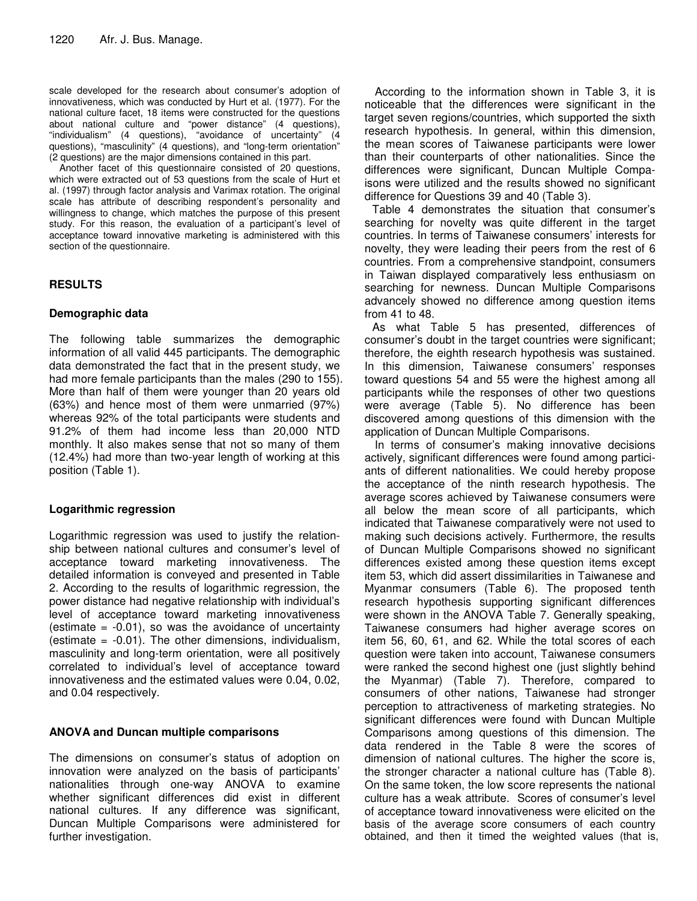scale developed for the research about consumer's adoption of innovativeness, which was conducted by Hurt et al. (1977). For the national culture facet, 18 items were constructed for the questions about national culture and "power distance" (4 questions), "individualism" (4 questions), "avoidance of uncertainty" (4 questions), "masculinity" (4 questions), and "long-term orientation" (2 questions) are the major dimensions contained in this part.

Another facet of this questionnaire consisted of 20 questions, which were extracted out of 53 questions from the scale of Hurt et al. (1997) through factor analysis and Varimax rotation. The original scale has attribute of describing respondent's personality and willingness to change, which matches the purpose of this present study. For this reason, the evaluation of a participant's level of acceptance toward innovative marketing is administered with this section of the questionnaire.

## RESULTS

### Demographic data

The following table summarizes the demographic information of all valid 445 participants. The demographic data demonstrated the fact that in the present study, we had more female participants than the males (290 to 155). More than half of them were younger than 20 years old (63%) and hence most of them were unmarried (97%) whereas 92% of the total participants were students and 91.2% of them had income less than 20,000 NTD monthly. It also makes sense that not so many of them (12.4%) had more than two-year length of working at this position (Table 1).

### Logarithmic regression

Logarithmic regression was used to justify the relationship between national cultures and consumer's level of acceptance toward marketing innovativeness. The detailed information is conveyed and presented in Table 2. According to the results of logarithmic regression, the power distance had negative relationship with individual's level of acceptance toward marketing innovativeness (estimate = -0.01), so was the avoidance of uncertainty (estimate = -0.01). The other dimensions, individualism, masculinity and long-term orientation, were all positively correlated to individual's level of acceptance toward innovativeness and the estimated values were 0.04, 0.02, and 0.04 respectively.

### ANOVA and Duncan multiple comparisons

The dimensions on consumer's status of adoption on innovation were analyzed on the basis of participants' nationalities through one-way ANOVA to examine whether significant differences did exist in different national cultures. If any difference was significant, Duncan Multiple Comparisons were administered for further investigation.

According to the information shown in Table 3, it is noticeable that the differences were significant in the target seven regions/countries, which supported the sixth research hypothesis. In general, within this dimension, the mean scores of Taiwanese participants were lower than their counterparts of other nationalities. Since the differences were significant, Duncan Multiple Comparisons were utilized and the results showed no significant difference for Questions 39 and 40 (Table 3).

Table 4 demonstrates the situation that consumer's searching for novelty was quite different in the target countries. In terms of Taiwanese consumers' interests for novelty, they were leading their peers from the rest of 6 countries. From a comprehensive standpoint, consumers in Taiwan displayed comparatively less enthusiasm on searching for newness. Duncan Multiple Comparisons advancely showed no difference among question items from 41 to 48.

As what Table 5 has presented, differences of consumer's doubt in the target countries were significant; therefore, the eighth research hypothesis was sustained. In this dimension, Taiwanese consumers' responses toward questions 54 and 55 were the highest among all participants while the responses of other two questions were average (Table 5). No difference has been discovered among questions of this dimension with the application of Duncan Multiple Comparisons.

In terms of consumer's making innovative decisions actively, significant differences were found among participants of different nationalities. We could hereby propose the acceptance of the ninth research hypothesis. The average scores achieved by Taiwanese consumers were all below the mean score of all participants, which indicated that Taiwanese comparatively were not used to making such decisions actively. Furthermore, the results of Duncan Multiple Comparisons showed no significant differences existed among these question items except item 53, which did assert dissimilarities in Taiwanese and Myanmar consumers (Table 6). The proposed tenth research hypothesis supporting significant differences were shown in the ANOVA Table 7. Generally speaking, Taiwanese consumers had higher average scores on item 56, 60, 61, and 62. While the total scores of each question were taken into account, Taiwanese consumers were ranked the second highest one (just slightly behind the Myanmar) (Table 7). Therefore, compared to consumers of other nations, Taiwanese had stronger perception to attractiveness of marketing strategies. No significant differences were found with Duncan Multiple Comparisons among questions of this dimension. The data rendered in the Table 8 were the scores of dimension of national cultures. The higher the score is, the stronger character a national culture has (Table 8). On the same token, the low score represents the national culture has a weak attribute. Scores of consumer's level of acceptance toward innovativeness were elicited on the basis of the average score consumers of each country obtained, and then it timed the weighted values (that is,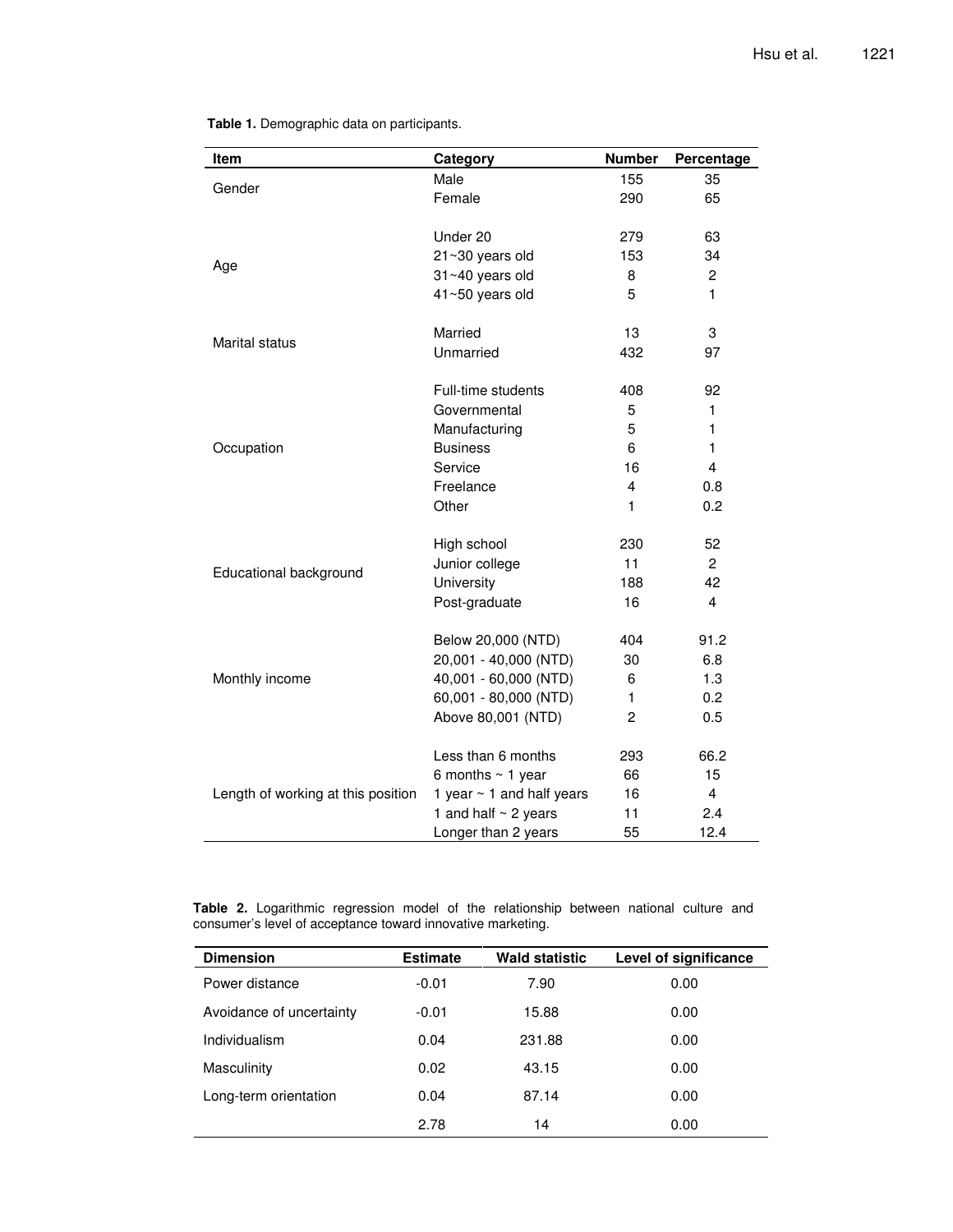**Table 1.** Demographic data on participants.

| Item | Category | Number | Percentage |
|---|---|---|---|
| Gender | Male | 155 | 35 |
| | Female | 290 | 65 |
| Age | Under 20 | 279 | 63 |
| | 21~30 years old | 153 | 34 |
| | 31~40 years old | 8 | 2 |
| | 41~50 years old | 5 | 1 |
| Marital status | Married | 13 | 3 |
| | Unmarried | 432 | 97 |
| Occupation | Full-time students | 408 | 92 |
| | Governmental | 5 | 1 |
| | Manufacturing | 5 | 1 |
| | Business | 6 | 1 |
| | Service | 16 | 4 |
| | Freelance | 4 | 0.8 |
| | Other | 1 | 0.2 |
| Educational background | High school | 230 | 52 |
| | Junior college | 11 | 2 |
| | University | 188 | 42 |
| | Post-graduate | 16 | 4 |
| Monthly income | Below 20,000 (NTD) | 404 | 91.2 |
| | 20,001 - 40,000 (NTD) | 30 | 6.8 |
| | 40,001 - 60,000 (NTD) | 6 | 1.3 |
| | 60,001 - 80,000 (NTD) | 1 | 0.2 |
| | Above 80,001 (NTD) | 2 | 0.5 |
| Length of working at this position | Less than 6 months | 293 | 66.2 |
| | 6 months ~ 1 year | 66 | 15 |
| | 1 year ~ 1 and half years | 16 | 4 |
| | 1 and half ~ 2 years | 11 | 2.4 |
| | Longer than 2 years | 55 | 12.4 |

**Table 2.** Logarithmic regression model of the relationship between national culture and consumer's level of acceptance toward innovative marketing.

| Dimension | Estimate | Wald statistic | Level of significance |
|---|---|---|---|
| Power distance | -0.01 | 7.90 | 0.00 |
| Avoidance of uncertainty | -0.01 | 15.88 | 0.00 |
| Individualism | 0.04 | 231.88 | 0.00 |
| Masculinity | 0.02 | 43.15 | 0.00 |
| Long-term orientation | 0.04 | 87.14 | 0.00 |
| | 2.78 | 14 | 0.00 |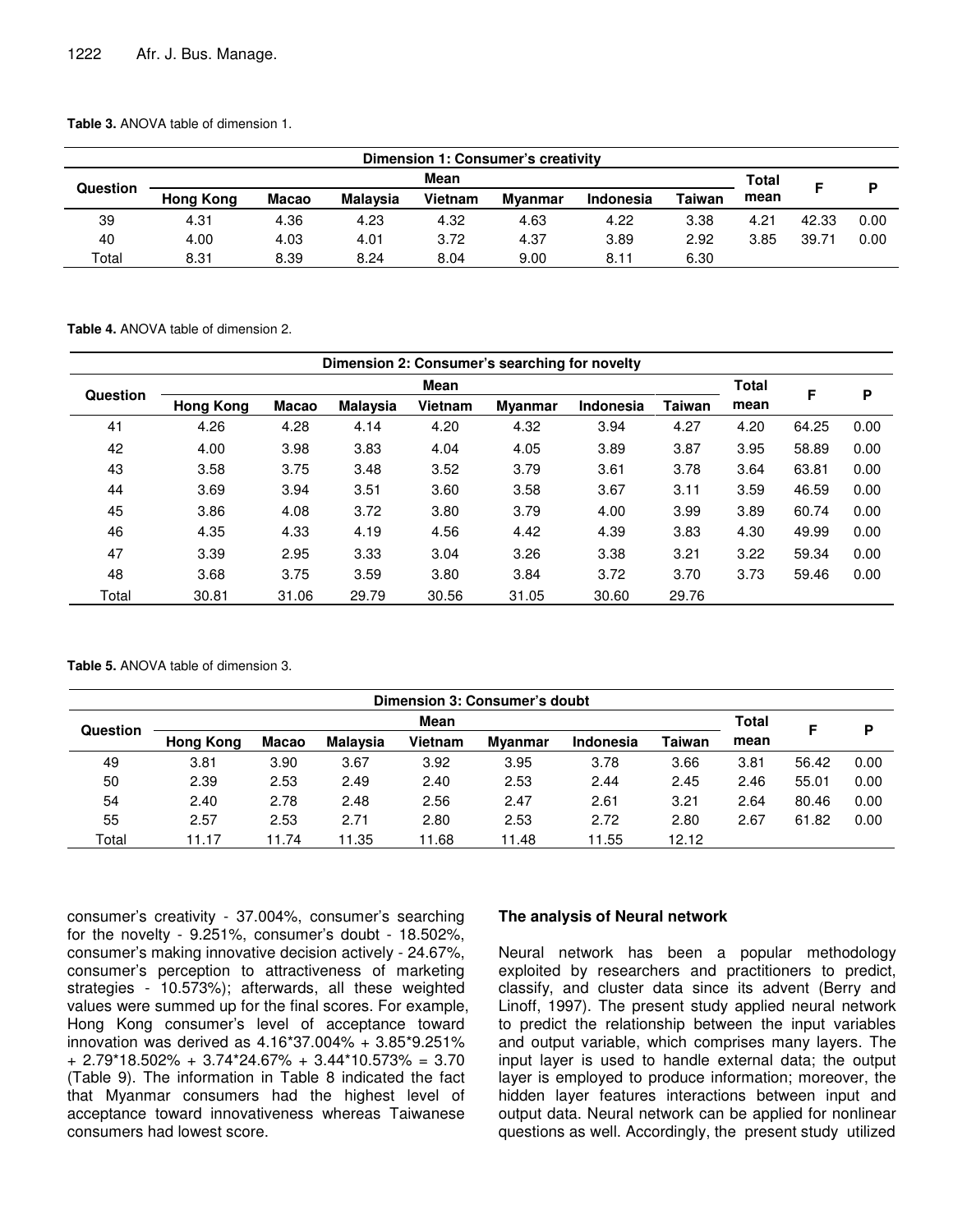**Table 3.** ANOVA table of dimension 1.

| Question | Dimension 1: Consumer's creativity | | | | | | | | | |
|---|---|---|---|---|---|---|---|---|---|---|
| | Mean | | | | | | | Total mean | F | P |
| | Hong Kong | Macao | Malaysia | Vietnam | Myanmar | Indonesia | Taiwan | | | |
| 39 | 4.31 | 4.36 | 4.23 | 4.32 | 4.63 | 4.22 | 3.38 | 4.21 | 42.33 | 0.00 |
| 40 | 4.00 | 4.03 | 4.01 | 3.72 | 4.37 | 3.89 | 2.92 | 3.85 | 39.71 | 0.00 |
| Total | 8.31 | 8.39 | 8.24 | 8.04 | 9.00 | 8.11 | 6.30 | | | |

**Table 4.** ANOVA table of dimension 2.

| Question | Dimension 2: Consumer's searching for novelty | | | | | | | | | |
|---|---|---|---|---|---|---|---|---|---|---|
| | Mean | | | | | | | Total mean | F | P |
| | Hong Kong | Macao | Malaysia | Vietnam | Myanmar | Indonesia | Taiwan | | | |
| 41 | 4.26 | 4.28 | 4.14 | 4.20 | 4.32 | 3.94 | 4.27 | 4.20 | 64.25 | 0.00 |
| 42 | 4.00 | 3.98 | 3.83 | 4.04 | 4.05 | 3.89 | 3.87 | 3.95 | 58.89 | 0.00 |
| 43 | 3.58 | 3.75 | 3.48 | 3.52 | 3.79 | 3.61 | 3.78 | 3.64 | 63.81 | 0.00 |
| 44 | 3.69 | 3.94 | 3.51 | 3.60 | 3.58 | 3.67 | 3.11 | 3.59 | 46.59 | 0.00 |
| 45 | 3.86 | 4.08 | 3.72 | 3.80 | 3.79 | 4.00 | 3.99 | 3.89 | 60.74 | 0.00 |
| 46 | 4.35 | 4.33 | 4.19 | 4.56 | 4.42 | 4.39 | 3.83 | 4.30 | 49.99 | 0.00 |
| 47 | 3.39 | 2.95 | 3.33 | 3.04 | 3.26 | 3.38 | 3.21 | 3.22 | 59.34 | 0.00 |
| 48 | 3.68 | 3.75 | 3.59 | 3.80 | 3.84 | 3.72 | 3.70 | 3.73 | 59.46 | 0.00 |
| Total | 30.81 | 31.06 | 29.79 | 30.56 | 31.05 | 30.60 | 29.76 | | | |

**Table 5.** ANOVA table of dimension 3.

| Question | Dimension 3: Consumer's doubt | | | | | | | | | |
|---|---|---|---|---|---|---|---|---|---|---|
| | Mean | | | | | | | Total mean | F | P |
| | Hong Kong | Macao | Malaysia | Vietnam | Myanmar | Indonesia | Taiwan | | | |
| 49 | 3.81 | 3.90 | 3.67 | 3.92 | 3.95 | 3.78 | 3.66 | 3.81 | 56.42 | 0.00 |
| 50 | 2.39 | 2.53 | 2.49 | 2.40 | 2.53 | 2.44 | 2.45 | 2.46 | 55.01 | 0.00 |
| 54 | 2.40 | 2.78 | 2.48 | 2.56 | 2.47 | 2.61 | 3.21 | 2.64 | 80.46 | 0.00 |
| 55 | 2.57 | 2.53 | 2.71 | 2.80 | 2.53 | 2.72 | 2.80 | 2.67 | 61.82 | 0.00 |
| Total | 11.17 | 11.74 | 11.35 | 11.68 | 11.48 | 11.55 | 12.12 | | | |

consumer's creativity - 37.004%, consumer's searching for the novelty - 9.251%, consumer's doubt - 18.502%, consumer's making innovative decision actively - 24.67%, consumer's perception to attractiveness of marketing strategies - 10.573%); afterwards, all these weighted values were summed up for the final scores. For example, Hong Kong consumer's level of acceptance toward innovation was derived as 4.16*37.004% + 3.85*9.251% + 2.79*18.502% + 3.74*24.67% + 3.44*10.573% = 3.70 (Table 9). The information in Table 8 indicated the fact that Myanmar consumers had the highest level of acceptance toward innovativeness whereas Taiwanese consumers had lowest score.

### The analysis of Neural network

Neural network has been a popular methodology exploited by researchers and practitioners to predict, classify, and cluster data since its advent (Berry and Linoff, 1997). The present study applied neural network to predict the relationship between the input variables and output variable, which comprises many layers. The input layer is used to handle external data; the output layer is employed to produce information; moreover, the hidden layer features interactions between input and output data. Neural network can be applied for nonlinear questions as well. Accordingly, the present study utilized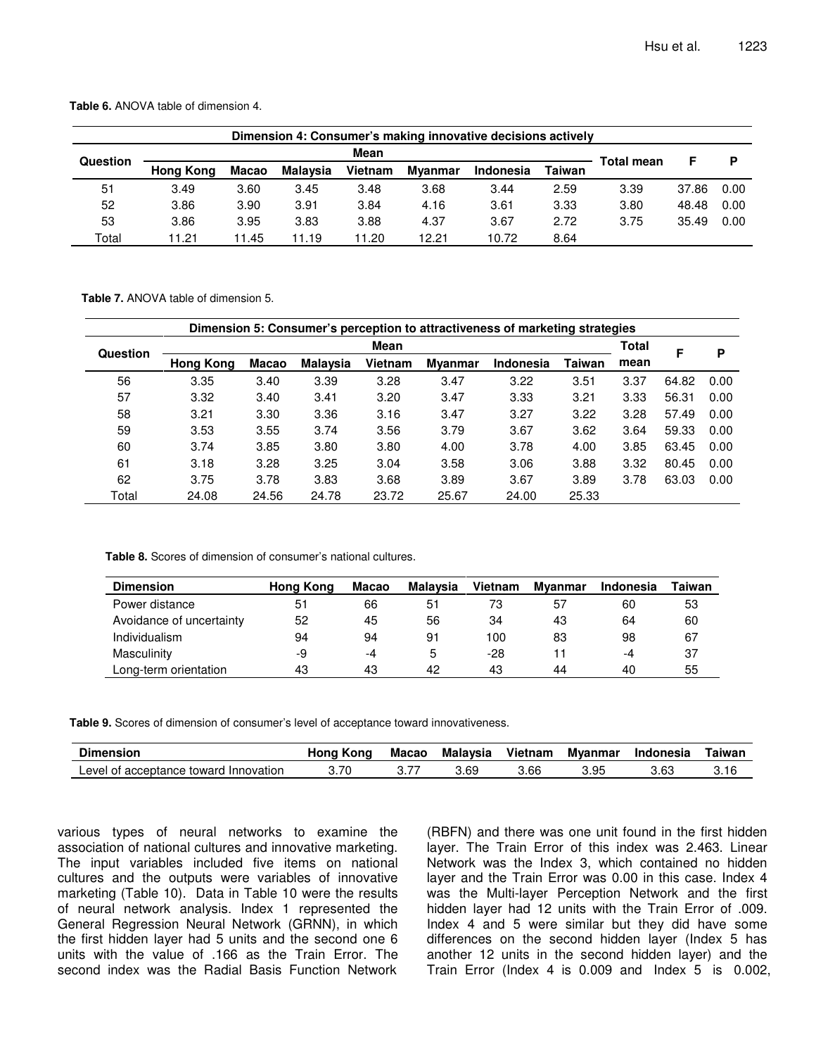**Table 6.** ANOVA table of dimension 4.

| Dimension 4: Consumer's making innovative decisions actively | | | | | | | | | | |
|---|---|---|---|---|---|---|---|---|---|---|
| Question | Mean | | | | | | | Total mean | F | P |
| | Hong Kong | Macao | Malaysia | Vietnam | Myanmar | Indonesia | Taiwan | | | |
| 51 | 3.49 | 3.60 | 3.45 | 3.48 | 3.68 | 3.44 | 2.59 | 3.39 | 37.86 | 0.00 |
| 52 | 3.86 | 3.90 | 3.91 | 3.84 | 4.16 | 3.61 | 3.33 | 3.80 | 48.48 | 0.00 |
| 53 | 3.86 | 3.95 | 3.83 | 3.88 | 4.37 | 3.67 | 2.72 | 3.75 | 35.49 | 0.00 |
| Total | 11.21 | 11.45 | 11.19 | 11.20 | 12.21 | 10.72 | 8.64 | | | |

**Table 7.** ANOVA table of dimension 5.

| Dimension 5: Consumer's perception to attractiveness of marketing strategies | | | | | | | | | | |
|---|---|---|---|---|---|---|---|---|---|---|
| Question | Mean | | | | | | | Total mean | F | P |
| | Hong Kong | Macao | Malaysia | Vietnam | Myanmar | Indonesia | Taiwan | | | |
| 56 | 3.35 | 3.40 | 3.39 | 3.28 | 3.47 | 3.22 | 3.51 | 3.37 | 64.82 | 0.00 |
| 57 | 3.32 | 3.40 | 3.41 | 3.20 | 3.47 | 3.33 | 3.21 | 3.33 | 56.31 | 0.00 |
| 58 | 3.21 | 3.30 | 3.36 | 3.16 | 3.47 | 3.27 | 3.22 | 3.28 | 57.49 | 0.00 |
| 59 | 3.53 | 3.55 | 3.74 | 3.56 | 3.79 | 3.67 | 3.62 | 3.64 | 59.33 | 0.00 |
| 60 | 3.74 | 3.85 | 3.80 | 3.80 | 4.00 | 3.78 | 4.00 | 3.85 | 63.45 | 0.00 |
| 61 | 3.18 | 3.28 | 3.25 | 3.04 | 3.58 | 3.06 | 3.88 | 3.32 | 80.45 | 0.00 |
| 62 | 3.75 | 3.78 | 3.83 | 3.68 | 3.89 | 3.67 | 3.89 | 3.78 | 63.03 | 0.00 |
| Total | 24.08 | 24.56 | 24.78 | 23.72 | 25.67 | 24.00 | 25.33 | | | |

**Table 8.** Scores of dimension of consumer's national cultures.

| Dimension | Hong Kong | Macao | Malaysia | Vietnam | Myanmar | Indonesia | Taiwan |
|---|---|---|---|---|---|---|---|
| Power distance | 51 | 66 | 51 | 73 | 57 | 60 | 53 |
| Avoidance of uncertainty | 52 | 45 | 56 | 34 | 43 | 64 | 60 |
| Individualism | 94 | 94 | 91 | 100 | 83 | 98 | 67 |
| Masculinity | -9 | -4 | 5 | -28 | 11 | -4 | 37 |
| Long-term orientation | 43 | 43 | 42 | 43 | 44 | 40 | 55 |

**Table 9.** Scores of dimension of consumer's level of acceptance toward innovativeness.

| Dimension | Hong Kong | Macao | Malaysia | Vietnam | Myanmar | Indonesia | Taiwan |
|---|---|---|---|---|---|---|---|
| Level of acceptance toward Innovation | 3.70 | 3.77 | 3.69 | 3.66 | 3.95 | 3.63 | 3.16 |

various types of neural networks to examine the association of national cultures and innovative marketing. The input variables included five items on national cultures and the outputs were variables of innovative marketing (Table 10). Data in Table 10 were the results of neural network analysis. Index 1 represented the General Regression Neural Network (GRNN), in which the first hidden layer had 5 units and the second one 6 units with the value of .166 as the Train Error. The second index was the Radial Basis Function Network (RBFN) and there was one unit found in the first hidden layer. The Train Error of this index was 2.463. Linear Network was the Index 3, which contained no hidden layer and the Train Error was 0.00 in this case. Index 4 was the Multi-layer Perception Network and the first hidden layer had 12 units with the Train Error of .009. Index 4 and 5 were similar but they did have some differences on the second hidden layer (Index 5 has another 12 units in the second hidden layer) and the Train Error (Index 4 is 0.009 and Index 5 is 0.002,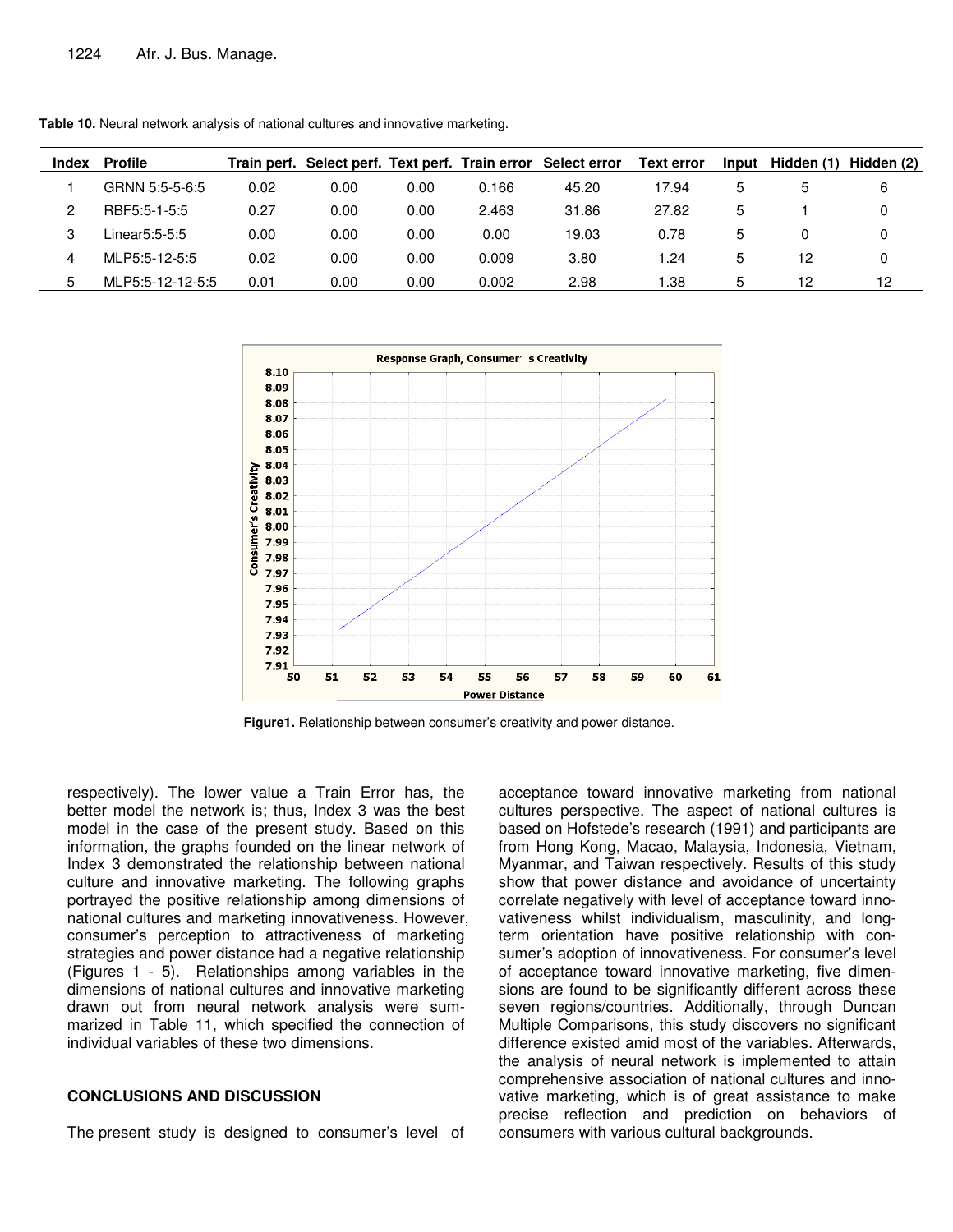**Table 10.** Neural network analysis of national cultures and innovative marketing.

| Index | Profile | Train perf. | Select perf. | Text perf. | Train error | Select error | Text error | Input | Hidden (1) | Hidden (2) |
|---|---|---|---|---|---|---|---|---|---|---|
| 1 | GRNN 5:5-5-6:5 | 0.02 | 0.00 | 0.00 | 0.166 | 45.20 | 17.94 | 5 | 5 | 6 |
| 2 | RBF5:5-1-5:5 | 0.27 | 0.00 | 0.00 | 2.463 | 31.86 | 27.82 | 5 | 1 | 0 |
| 3 | Linear5:5-5:5 | 0.00 | 0.00 | 0.00 | 0.00 | 19.03 | 0.78 | 5 | 0 | 0 |
| 4 | MLP5:5-12-5:5 | 0.02 | 0.00 | 0.00 | 0.009 | 3.80 | 1.24 | 5 | 12 | 0 |
| 5 | MLP5:5-12-12-5:5 | 0.01 | 0.00 | 0.00 | 0.002 | 2.98 | 1.38 | 5 | 12 | 12 |

**Figure1.** Relationship between consumer's creativity and power distance.

respectively). The lower value a Train Error has, the better model the network is; thus, Index 3 was the best model in the case of the present study. Based on this information, the graphs founded on the linear network of Index 3 demonstrated the relationship between national culture and innovative marketing. The following graphs portrayed the positive relationship among dimensions of national cultures and marketing innovativeness. However, consumer's perception to attractiveness of marketing strategies and power distance had a negative relationship (Figures 1 - 5). Relationships among variables in the dimensions of national cultures and innovative marketing drawn out from neural network analysis were summarized in Table 11, which specified the connection of individual variables of these two dimensions.

## CONCLUSIONS AND DISCUSSION

The present study is designed to consumer's level of acceptance toward innovative marketing from national cultures perspective. The aspect of national cultures is based on Hofstede's research (1991) and participants are from Hong Kong, Macao, Malaysia, Indonesia, Vietnam, Myanmar, and Taiwan respectively. Results of this study show that power distance and avoidance of uncertainty correlate negatively with level of acceptance toward innovativeness whilst individualism, masculinity, and long-term orientation have positive relationship with consumer's adoption of innovativeness. For consumer's level of acceptance toward innovative marketing, five dimensions are found to be significantly different across these seven regions/countries. Additionally, through Duncan Multiple Comparisons, this study discovers no significant difference existed amid most of the variables. Afterwards, the analysis of neural network is implemented to attain comprehensive association of national cultures and innovative marketing, which is of great assistance to make precise reflection and prediction on behaviors of consumers with various cultural backgrounds.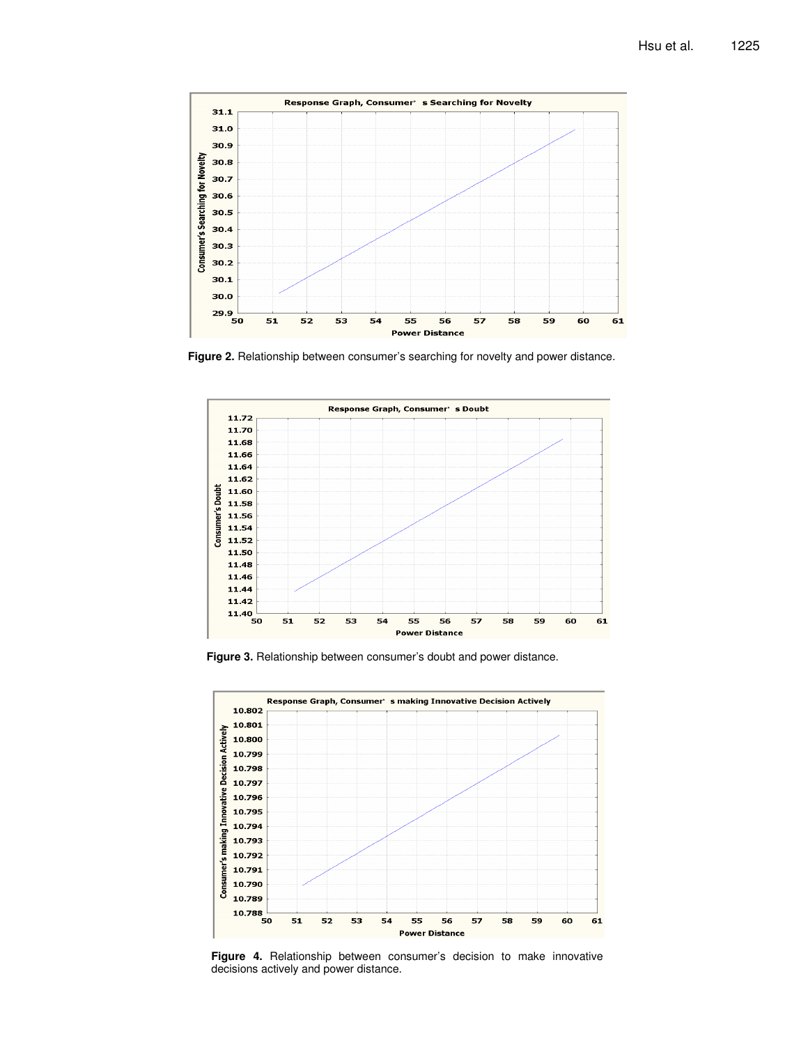Figure 2. Relationship between consumer's searching for novelty and power distance.

Figure 3. Relationship between consumer's doubt and power distance.

Figure 4. Relationship between consumer's decision to make innovative decisions actively and power distance.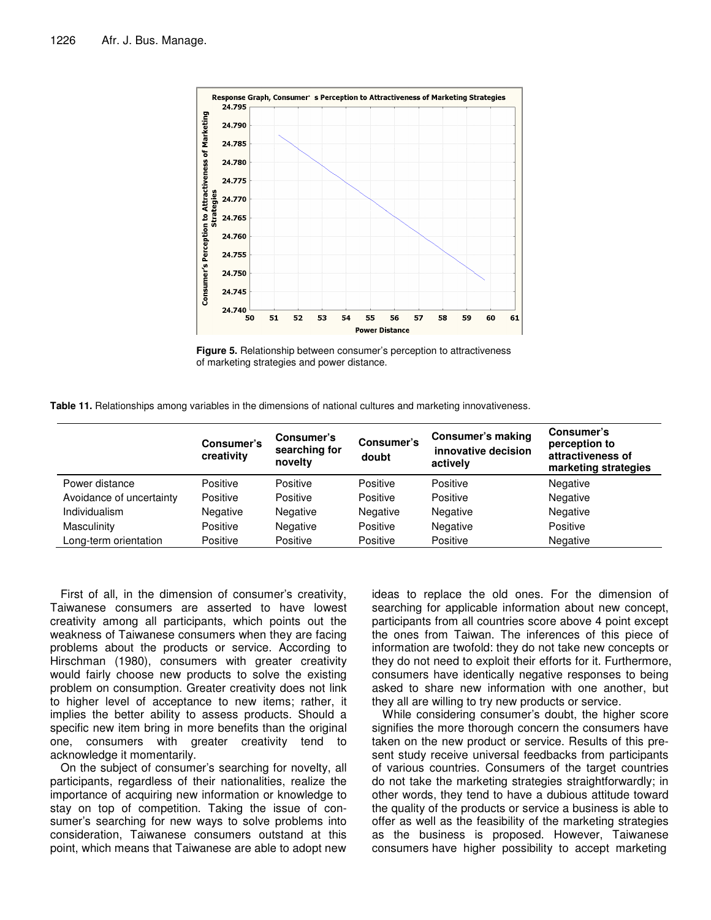**Figure 5.** Relationship between consumer's perception to attractiveness of marketing strategies and power distance.

**Table 11.** Relationships among variables in the dimensions of national cultures and marketing innovativeness.

| | Consumer's creativity | Consumer's searching for novelty | Consumer's doubt | Consumer's making innovative decision actively | Consumer's perception to attractiveness of marketing strategies |
|---|---|---|---|---|---|
| Power distance | Positive | Positive | Positive | Positive | Negative |
| Avoidance of uncertainty | Positive | Positive | Positive | Positive | Negative |
| Individualism | Negative | Negative | Negative | Negative | Negative |
| Masculinity | Positive | Negative | Positive | Negative | Positive |
| Long-term orientation | Positive | Positive | Positive | Positive | Negative |

First of all, in the dimension of consumer's creativity, Taiwanese consumers are asserted to have lowest creativity among all participants, which points out the weakness of Taiwanese consumers when they are facing problems about the products or service. According to Hirschman (1980), consumers with greater creativity would fairly choose new products to solve the existing problem on consumption. Greater creativity does not link to higher level of acceptance to new items; rather, it implies the better ability to assess products. Should a specific new item bring in more benefits than the original one, consumers with greater creativity tend to acknowledge it momentarily.

On the subject of consumer's searching for novelty, all participants, regardless of their nationalities, realize the importance of acquiring new information or knowledge to stay on top of competition. Taking the issue of consumer's searching for new ways to solve problems into consideration, Taiwanese consumers outstand at this point, which means that Taiwanese are able to adopt new ideas to replace the old ones. For the dimension of searching for applicable information about new concept, participants from all countries score above 4 point except the ones from Taiwan. The inferences of this piece of information are twofold: they do not take new concepts or they do not need to exploit their efforts for it. Furthermore, consumers have identically negative responses to being asked to share new information with one another, but they all are willing to try new products or service.

While considering consumer's doubt, the higher score signifies the more thorough concern the consumers have taken on the new product or service. Results of this present study receive universal feedbacks from participants of various countries. Consumers of the target countries do not take the marketing strategies straightforwardly; in other words, they tend to have a dubious attitude toward the quality of the products or service a business is able to offer as well as the feasibility of the marketing strategies as the business is proposed. However, Taiwanese consumers have higher possibility to accept marketing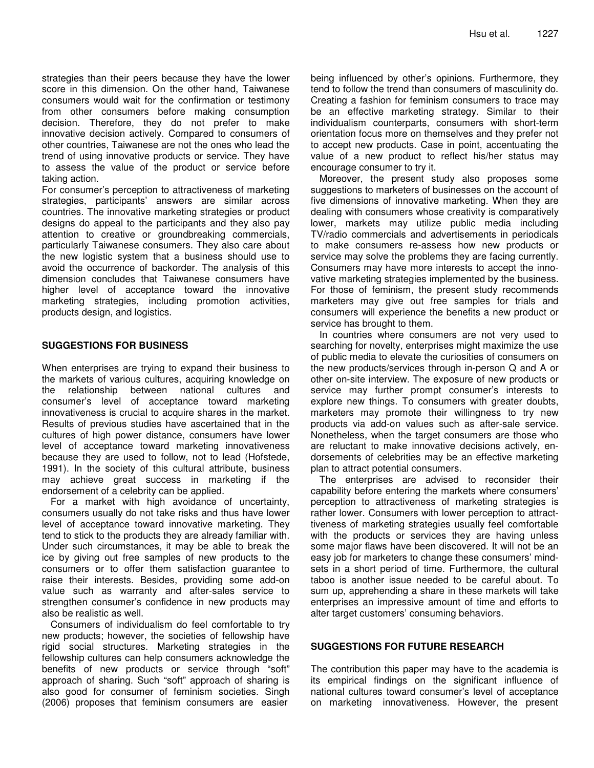strategies than their peers because they have the lower score in this dimension. On the other hand, Taiwanese consumers would wait for the confirmation or testimony from other consumers before making consumption decision. Therefore, they do not prefer to make innovative decision actively. Compared to consumers of other countries, Taiwanese are not the ones who lead the trend of using innovative products or service. They have to assess the value of the product or service before taking action.

For consumer's perception to attractiveness of marketing strategies, participants' answers are similar across countries. The innovative marketing strategies or product designs do appeal to the participants and they also pay attention to creative or groundbreaking commercials, particularly Taiwanese consumers. They also care about the new logistic system that a business should use to avoid the occurrence of backorder. The analysis of this dimension concludes that Taiwanese consumers have higher level of acceptance toward the innovative marketing strategies, including promotion activities, products design, and logistics.

## SUGGESTIONS FOR BUSINESS

When enterprises are trying to expand their business to the markets of various cultures, acquiring knowledge on the relationship between national cultures and consumer's level of acceptance toward marketing innovativeness is crucial to acquire shares in the market. Results of previous studies have ascertained that in the cultures of high power distance, consumers have lower level of acceptance toward marketing innovativeness because they are used to follow, not to lead (Hofstede, 1991). In the society of this cultural attribute, business may achieve great success in marketing if the endorsement of a celebrity can be applied.

For a market with high avoidance of uncertainty, consumers usually do not take risks and thus have lower level of acceptance toward innovative marketing. They tend to stick to the products they are already familiar with. Under such circumstances, it may be able to break the ice by giving out free samples of new products to the consumers or to offer them satisfaction guarantee to raise their interests. Besides, providing some add-on value such as warranty and after-sales service to strengthen consumer's confidence in new products may also be realistic as well.

Consumers of individualism do feel comfortable to try new products; however, the societies of fellowship have rigid social structures. Marketing strategies in the fellowship cultures can help consumers acknowledge the benefits of new products or service through "soft" approach of sharing. Such "soft" approach of sharing is also good for consumer of feminism societies. Singh (2006) proposes that feminism consumers are easier being influenced by other's opinions. Furthermore, they tend to follow the trend than consumers of masculinity do. Creating a fashion for feminism consumers to trace may be an effective marketing strategy. Similar to their individualism counterparts, consumers with short-term orientation focus more on themselves and they prefer not to accept new products. Case in point, accentuating the value of a new product to reflect his/her status may encourage consumer to try it.

Moreover, the present study also proposes some suggestions to marketers of businesses on the account of five dimensions of innovative marketing. When they are dealing with consumers whose creativity is comparatively lower, markets may utilize public media including TV/radio commercials and advertisements in periodicals to make consumers re-assess how new products or service may solve the problems they are facing currently. Consumers may have more interests to accept the innovative marketing strategies implemented by the business. For those of feminism, the present study recommends marketers may give out free samples for trials and consumers will experience the benefits a new product or service has brought to them.

In countries where consumers are not very used to searching for novelty, enterprises might maximize the use of public media to elevate the curiosities of consumers on the new products/services through in-person Q and A or other on-site interview. The exposure of new products or service may further prompt consumer's interests to explore new things. To consumers with greater doubts, marketers may promote their willingness to try new products via add-on values such as after-sale service. Nonetheless, when the target consumers are those who are reluctant to make innovative decisions actively, endorsements of celebrities may be an effective marketing plan to attract potential consumers.

The enterprises are advised to reconsider their capability before entering the markets where consumers' perception to attractiveness of marketing strategies is rather lower. Consumers with lower perception to attracttiveness of marketing strategies usually feel comfortable with the products or services they are having unless some major flaws have been discovered. It will not be an easy job for marketers to change these consumers' mindsets in a short period of time. Furthermore, the cultural taboo is another issue needed to be careful about. To sum up, apprehending a share in these markets will take enterprises an impressive amount of time and efforts to alter target customers' consuming behaviors.

## SUGGESTIONS FOR FUTURE RESEARCH

The contribution this paper may have to the academia is its empirical findings on the significant influence of national cultures toward consumer's level of acceptance on marketing innovativeness. However, the present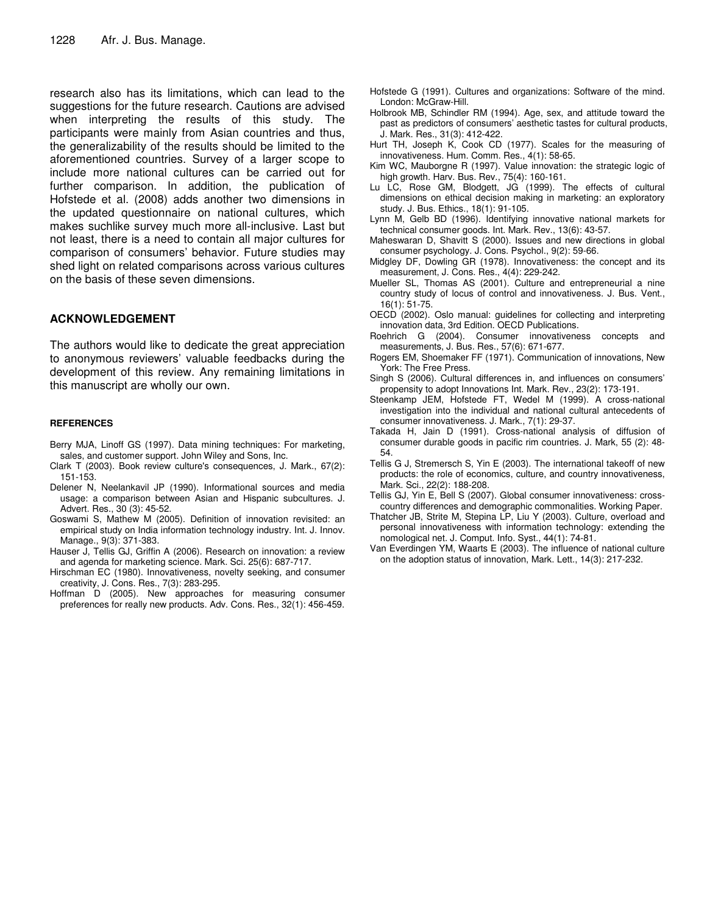research also has its limitations, which can lead to the suggestions for the future research. Cautions are advised when interpreting the results of this study. The participants were mainly from Asian countries and thus, the generalizability of the results should be limited to the aforementioned countries. Survey of a larger scope to include more national cultures can be carried out for further comparison. In addition, the publication of Hofstede et al. (2008) adds another two dimensions in the updated questionnaire on national cultures, which makes suchlike survey much more all-inclusive. Last but not least, there is a need to contain all major cultures for comparison of consumers' behavior. Future studies may shed light on related comparisons across various cultures on the basis of these seven dimensions.

## ACKNOWLEDGEMENT

The authors would like to dedicate the great appreciation to anonymous reviewers' valuable feedbacks during the development of this review. Any remaining limitations in this manuscript are wholly our own.

## REFERENCES

Berry MJA, Linoff GS (1997). Data mining techniques: For marketing, sales, and customer support. John Wiley and Sons, Inc.

Clark T (2003). Book review culture's consequences, J. Mark., 67(2): 151-153.

Delener N, Neelankavil JP (1990). Informational sources and media usage: a comparison between Asian and Hispanic subcultures. J. Advert. Res., 30 (3): 45-52.

Goswami S, Mathew M (2005). Definition of innovation revisited: an empirical study on India information technology industry. Int. J. Innov. Manage., 9(3): 371-383.

Hauser J, Tellis GJ, Griffin A (2006). Research on innovation: a review and agenda for marketing science. Mark. Sci. 25(6): 687-717.

Hirschman EC (1980). Innovativeness, novelty seeking, and consumer creativity, J. Cons. Res., 7(3): 283-295.

Hoffman D (2005). New approaches for measuring consumer preferences for really new products. Adv. Cons. Res., 32(1): 456-459.

Hofstede G (1991). Cultures and organizations: Software of the mind. London: McGraw-Hill.

Holbrook MB, Schindler RM (1994). Age, sex, and attitude toward the past as predictors of consumers' aesthetic tastes for cultural products, J. Mark. Res., 31(3): 412-422.

Hurt TH, Joseph K, Cook CD (1977). Scales for the measuring of innovativeness. Hum. Comm. Res., 4(1): 58-65.

Kim WC, Mauborgne R (1997). Value innovation: the strategic logic of high growth. Harv. Bus. Rev., 75(4): 160-161.

Lu LC, Rose GM, Blodgett, JG (1999). The effects of cultural dimensions on ethical decision making in marketing: an exploratory study. J. Bus. Ethics., 18(1): 91-105.

Lynn M, Gelb BD (1996). Identifying innovative national markets for technical consumer goods. Int. Mark. Rev., 13(6): 43-57.

Maheswaran D, Shavitt S (2000). Issues and new directions in global consumer psychology. J. Cons. Psychol., 9(2): 59-66.

Midgley DF, Dowling GR (1978). Innovativeness: the concept and its measurement, J. Cons. Res., 4(4): 229-242.

Mueller SL, Thomas AS (2001). Culture and entrepreneurial a nine country study of locus of control and innovativeness. J. Bus. Vent., 16(1): 51-75.

OECD (2002). Oslo manual: guidelines for collecting and interpreting innovation data, 3rd Edition. OECD Publications.

Roehrich G (2004). Consumer innovativeness concepts and measurements, J. Bus. Res., 57(6): 671-677.

Rogers EM, Shoemaker FF (1971). Communication of innovations, New York: The Free Press.

Singh S (2006). Cultural differences in, and influences on consumers' propensity to adopt Innovations Int. Mark. Rev., 23(2): 173-191.

Steenkamp JEM, Hofstede FT, Wedel M (1999). A cross-national investigation into the individual and national cultural antecedents of consumer innovativeness. J. Mark., 7(1): 29-37.

Takada H, Jain D (1991). Cross-national analysis of diffusion of consumer durable goods in pacific rim countries. J. Mark, 55 (2): 48-54.

Tellis G J, Stremersch S, Yin E (2003). The international takeoff of new products: the role of economics, culture, and country innovativeness, Mark. Sci., 22(2): 188-208.

Tellis GJ, Yin E, Bell S (2007). Global consumer innovativeness: cross-country differences and demographic commonalities. Working Paper.

Thatcher JB, Strite M, Stepina LP, Liu Y (2003). Culture, overload and personal innovativeness with information technology: extending the nomological net. J. Comput. Info. Syst., 44(1): 74-81.

Van Everdingen YM, Waarts E (2003). The influence of national culture on the adoption status of innovation, Mark. Lett., 14(3): 217-232.